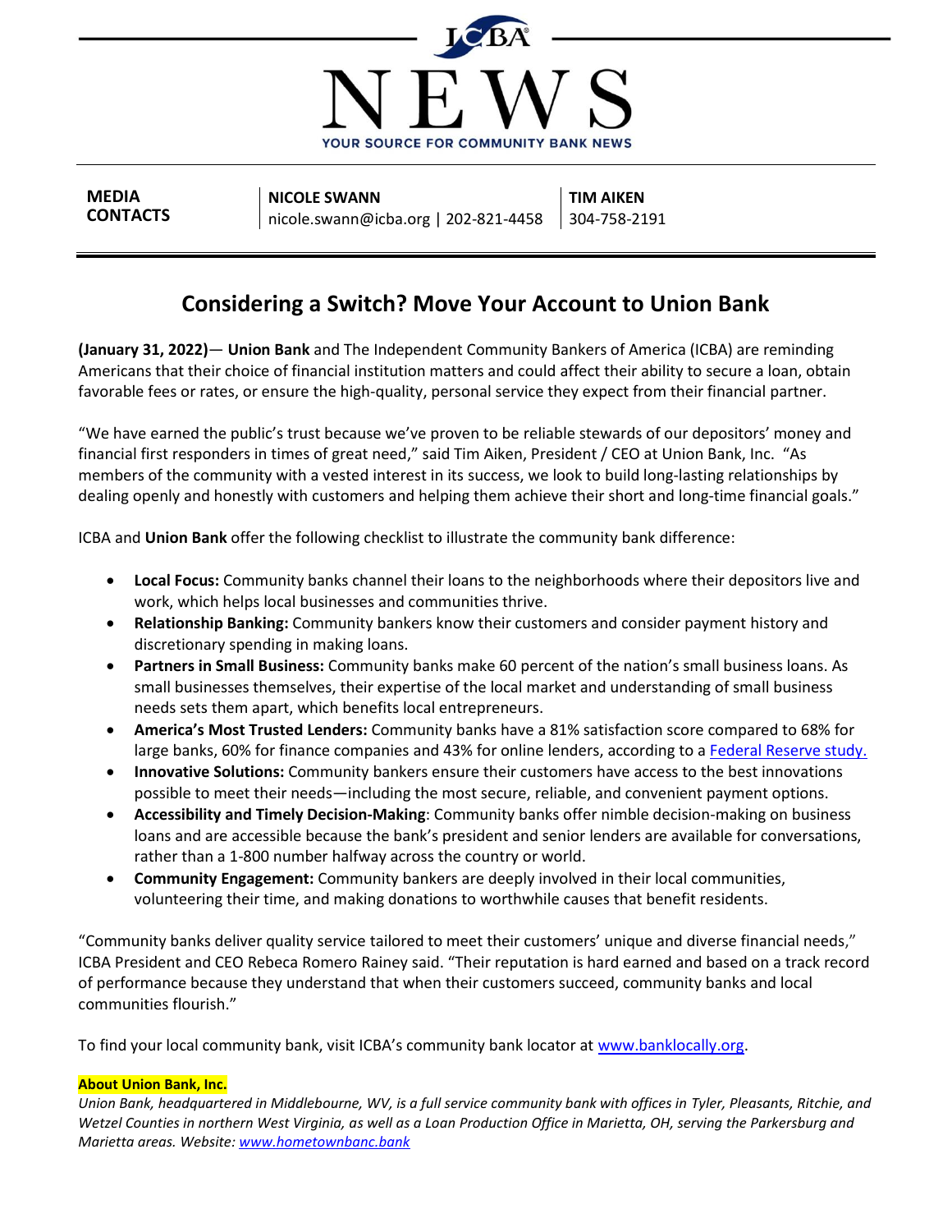# NEWS

YOUR SOURCE FOR COMMUNITY BANK NEWS

| MEDIA CONTACTS | NICOLE SWANN | TIM AIKEN |
|---|---|---|
| | nicole.swann@icba.org \| 202-821-4458 | 304-758-2191 |

## Considering a Switch? Move Your Account to Union Bank

**(January 31, 2022)**— **Union Bank** and The Independent Community Bankers of America (ICBA) are reminding Americans that their choice of financial institution matters and could affect their ability to secure a loan, obtain favorable fees or rates, or ensure the high-quality, personal service they expect from their financial partner.

"We have earned the public's trust because we've proven to be reliable stewards of our depositors' money and financial first responders in times of great need," said Tim Aiken, President / CEO at Union Bank, Inc. "As members of the community with a vested interest in its success, we look to build long-lasting relationships by dealing openly and honestly with customers and helping them achieve their short and long-time financial goals."

ICBA and **Union Bank** offer the following checklist to illustrate the community bank difference:

- **Local Focus:** Community banks channel their loans to the neighborhoods where their depositors live and work, which helps local businesses and communities thrive.
- **Relationship Banking:** Community bankers know their customers and consider payment history and discretionary spending in making loans.
- **Partners in Small Business:** Community banks make 60 percent of the nation's small business loans. As small businesses themselves, their expertise of the local market and understanding of small business needs sets them apart, which benefits local entrepreneurs.
- **America's Most Trusted Lenders:** Community banks have a 81% satisfaction score compared to 68% for large banks, 60% for finance companies and 43% for online lenders, according to a [Federal Reserve study.]()
- **Innovative Solutions:** Community bankers ensure their customers have access to the best innovations possible to meet their needs—including the most secure, reliable, and convenient payment options.
- **Accessibility and Timely Decision-Making**: Community banks offer nimble decision-making on business loans and are accessible because the bank's president and senior lenders are available for conversations, rather than a 1-800 number halfway across the country or world.
- **Community Engagement:** Community bankers are deeply involved in their local communities, volunteering their time, and making donations to worthwhile causes that benefit residents.

"Community banks deliver quality service tailored to meet their customers' unique and diverse financial needs," ICBA President and CEO Rebeca Romero Rainey said. "Their reputation is hard earned and based on a track record of performance because they understand that when their customers succeed, community banks and local communities flourish."

To find your local community bank, visit ICBA's community bank locator at [www.banklocally.org](www.banklocally.org).

**About Union Bank, Inc.**

*Union Bank, headquartered in Middlebourne, WV, is a full service community bank with offices in Tyler, Pleasants, Ritchie, and Wetzel Counties in northern West Virginia, as well as a Loan Production Office in Marietta, OH, serving the Parkersburg and Marietta areas. Website: [www.hometownbanc.bank](www.hometownbanc.bank)*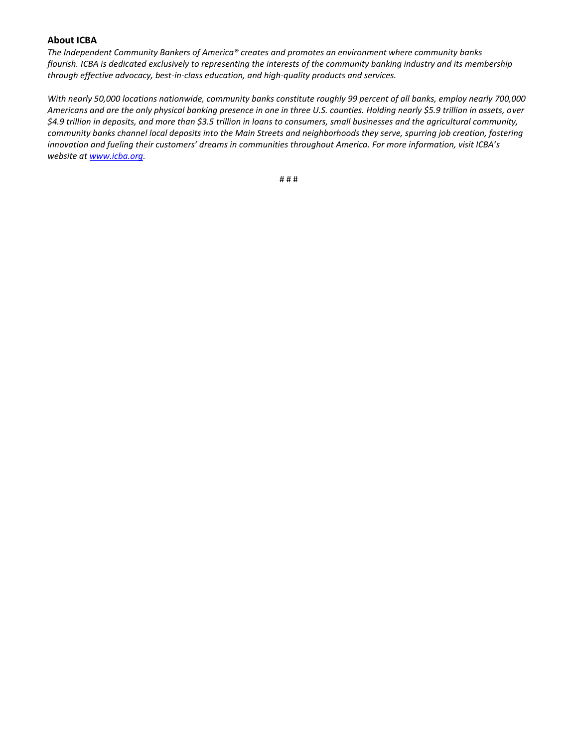## About ICBA

*The Independent Community Bankers of America® creates and promotes an environment where community banks flourish. ICBA is dedicated exclusively to representing the interests of the community banking industry and its membership through effective advocacy, best-in-class education, and high-quality products and services.*

*With nearly 50,000 locations nationwide, community banks constitute roughly 99 percent of all banks, employ nearly 700,000 Americans and are the only physical banking presence in one in three U.S. counties. Holding nearly $5.9 trillion in assets, over $4.9 trillion in deposits, and more than $3.5 trillion in loans to consumers, small businesses and the agricultural community, community banks channel local deposits into the Main Streets and neighborhoods they serve, spurring job creation, fostering innovation and fueling their customers' dreams in communities throughout America. For more information, visit ICBA's website at [www.icba.org](http://www.icba.org).*

# # #